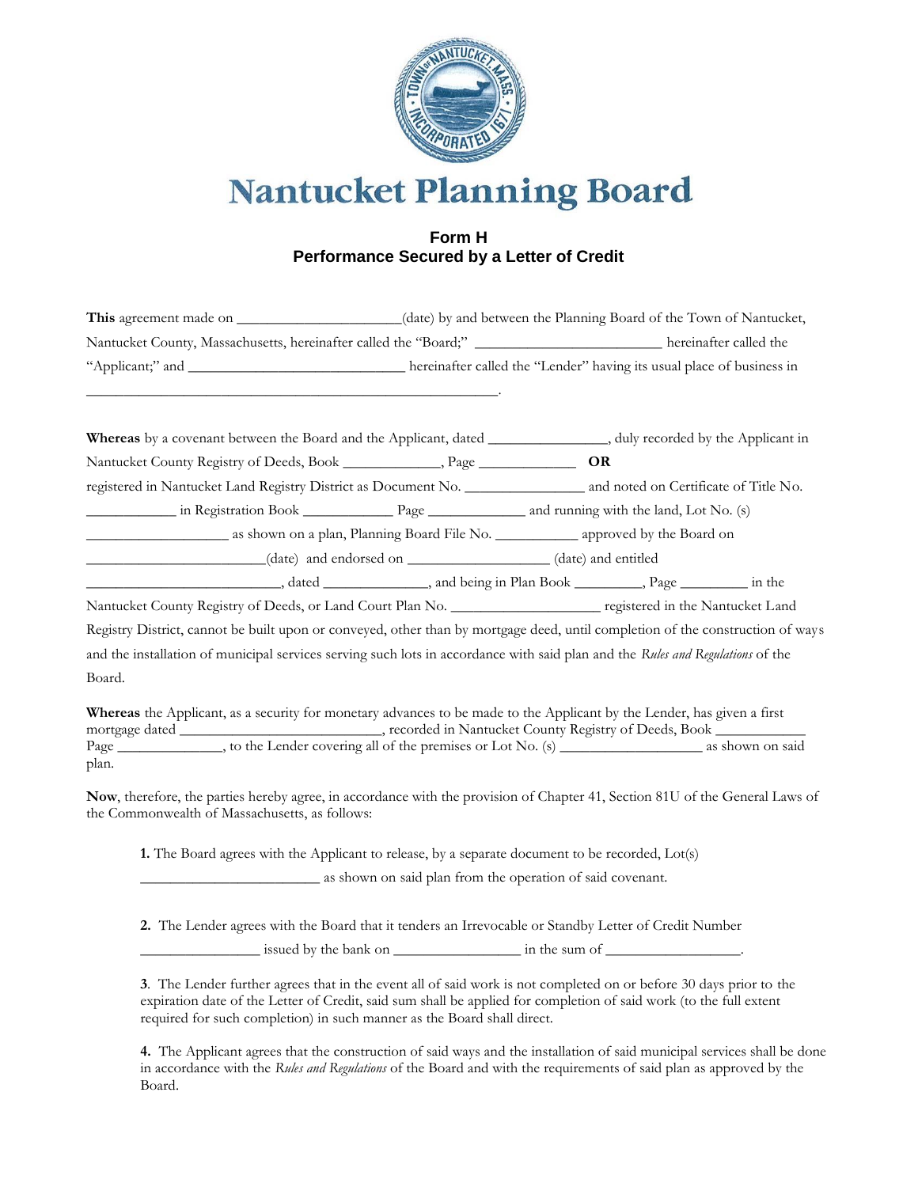# Nantucket Planning Board

## Form H
## Performance Secured by a Letter of Credit

**This** agreement made on ______________________(date) by and between the Planning Board of the Town of Nantucket, Nantucket County, Massachusetts, hereinafter called the "Board;" _________________________ hereinafter called the "Applicant;" and ______________________________ hereinafter called the "Lender" having its usual place of business in _________________________________________________________.

**Whereas** by a covenant between the Board and the Applicant, dated ________________, duly recorded by the Applicant in Nantucket County Registry of Deeds, Book _____________, Page ______________ **OR** registered in Nantucket Land Registry District as Document No. ________________ and noted on Certificate of Title No. ____________ in Registration Book ____________ Page _____________ and running with the land, Lot No. (s) ___________________ as shown on a plan, Planning Board File No. ___________ approved by the Board on ________________________(date) and endorsed on ___________________ (date) and entitled ___________________________, dated ______________, and being in Plan Book _________, Page _________ in the Nantucket County Registry of Deeds, or Land Court Plan No. ____________________ registered in the Nantucket Land Registry District, cannot be built upon or conveyed, other than by mortgage deed, until completion of the construction of ways and the installation of municipal services serving such lots in accordance with said plan and the *Rules and Regulations* of the Board.

**Whereas** the Applicant, as a security for monetary advances to be made to the Applicant by the Lender, has given a first mortgage dated ___________________________, recorded in Nantucket County Registry of Deeds, Book ____________ Page ______________, to the Lender covering all of the premises or Lot No. (s) ___________________ as shown on said plan.

**Now**, therefore, the parties hereby agree, in accordance with the provision of Chapter 41, Section 81U of the General Laws of the Commonwealth of Massachusetts, as follows:

**1.** The Board agrees with the Applicant to release, by a separate document to be recorded, Lot(s) _________________________ as shown on said plan from the operation of said covenant.

**2.** The Lender agrees with the Board that it tenders an Irrevocable or Standby Letter of Credit Number ________________ issued by the bank on _________________ in the sum of __________________.

**3**. The Lender further agrees that in the event all of said work is not completed on or before 30 days prior to the expiration date of the Letter of Credit, said sum shall be applied for completion of said work (to the full extent required for such completion) in such manner as the Board shall direct.

**4.** The Applicant agrees that the construction of said ways and the installation of said municipal services shall be done in accordance with the *Rules and Regulations* of the Board and with the requirements of said plan as approved by the Board.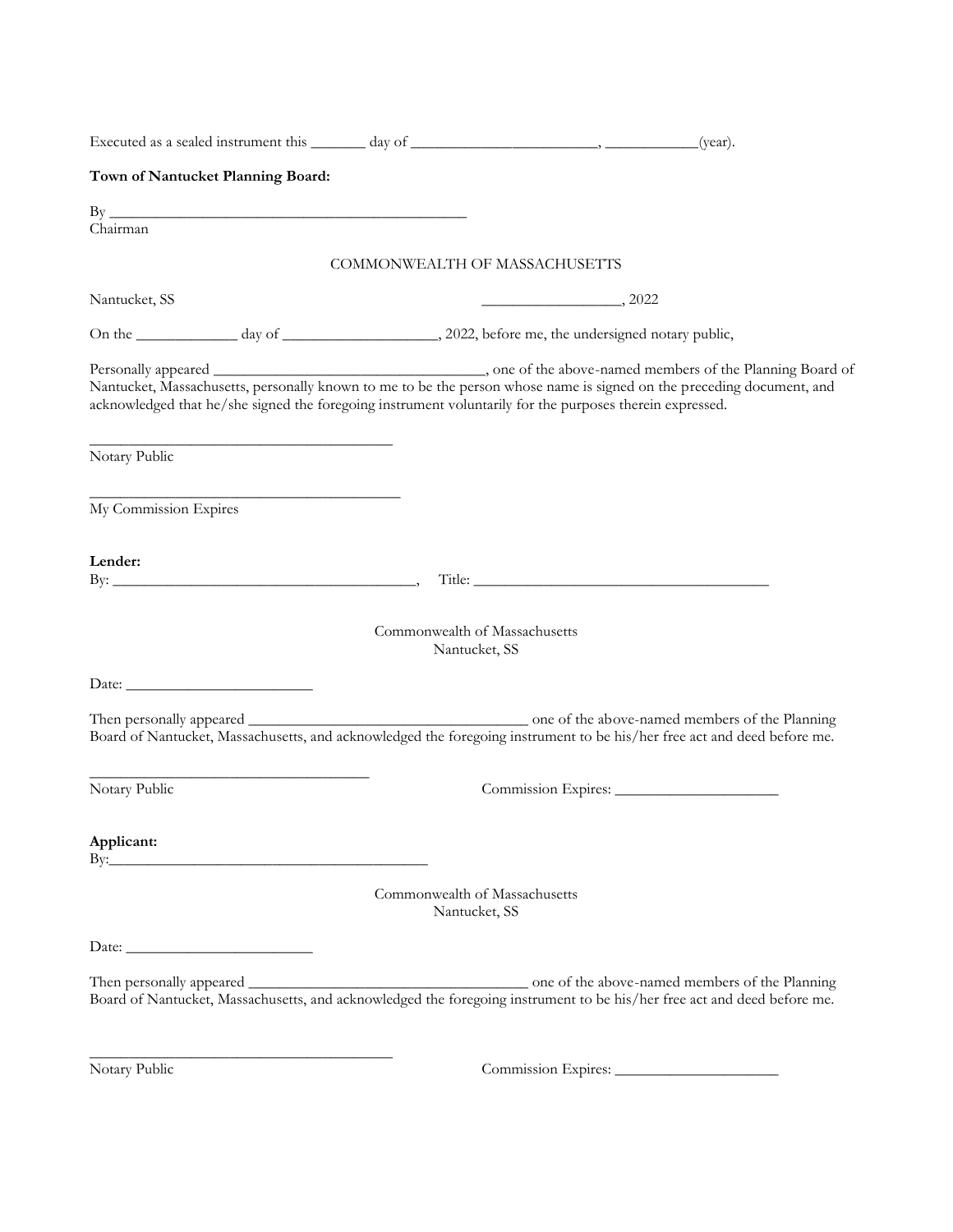Executed as a sealed instrument this _______ day of ________________________, ___________(year).

**Town of Nantucket Planning Board:**

By ______________________________________________
Chairman

COMMONWEALTH OF MASSACHUSETTS

Nantucket, SS __________________, 2022

On the _____________ day of ____________________, 2022, before me, the undersigned notary public,

Personally appeared __________________________________, one of the above-named members of the Planning Board of Nantucket, Massachusetts, personally known to me to be the person whose name is signed on the preceding document, and acknowledged that he/she signed the foregoing instrument voluntarily for the purposes therein expressed.

______________________________________
Notary Public

_______________________________________
My Commission Expires

**Lender:**
By: ________________________________________, Title: ______________________________________

Commonwealth of Massachusetts
Nantucket, SS

Date: ________________________

Then personally appeared ____________________________________ one of the above-named members of the Planning Board of Nantucket, Massachusetts, and acknowledged the foregoing instrument to be his/her free act and deed before me.

___________________________________
Notary Public Commission Expires: _____________________

**Applicant:**
By:_________________________________________

Commonwealth of Massachusetts
Nantucket, SS

Date: ________________________

Then personally appeared ____________________________________ one of the above-named members of the Planning Board of Nantucket, Massachusetts, and acknowledged the foregoing instrument to be his/her free act and deed before me.

_______________________________________
Notary Public Commission Expires: _____________________